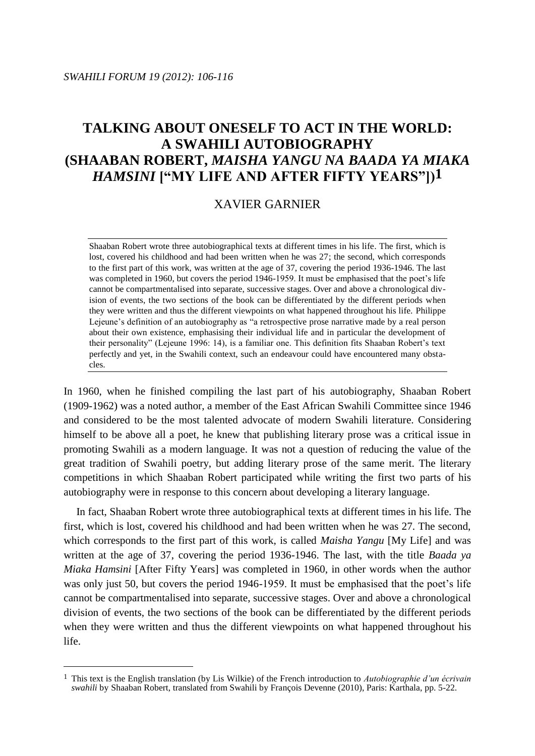# TALKING ABOUT ONESELF TO ACT IN THE WORLD: A SWAHILI AUTOBIOGRAPHY (SHAABAN ROBERT, *MAISHA YANGU NA BAADA YA MIAKA HAMSINI* ["MY LIFE AND AFTER FIFTY YEARS"])[1]

XAVIER GARNIER

Shaaban Robert wrote three autobiographical texts at different times in his life. The first, which is lost, covered his childhood and had been written when he was 27; the second, which corresponds to the first part of this work, was written at the age of 37, covering the period 1936-1946. The last was completed in 1960, but covers the period 1946-1959. It must be emphasised that the poet's life cannot be compartmentalised into separate, successive stages. Over and above a chronological division of events, the two sections of the book can be differentiated by the different periods when they were written and thus the different viewpoints on what happened throughout his life. Philippe Lejeune's definition of an autobiography as "a retrospective prose narrative made by a real person about their own existence, emphasising their individual life and in particular the development of their personality" (Lejeune 1996: 14), is a familiar one. This definition fits Shaaban Robert's text perfectly and yet, in the Swahili context, such an endeavour could have encountered many obstacles.

In 1960, when he finished compiling the last part of his autobiography, Shaaban Robert (1909-1962) was a noted author, a member of the East African Swahili Committee since 1946 and considered to be the most talented advocate of modern Swahili literature. Considering himself to be above all a poet, he knew that publishing literary prose was a critical issue in promoting Swahili as a modern language. It was not a question of reducing the value of the great tradition of Swahili poetry, but adding literary prose of the same merit. The literary competitions in which Shaaban Robert participated while writing the first two parts of his autobiography were in response to this concern about developing a literary language.

In fact, Shaaban Robert wrote three autobiographical texts at different times in his life. The first, which is lost, covered his childhood and had been written when he was 27. The second, which corresponds to the first part of this work, is called *Maisha Yangu* [My Life] and was written at the age of 37, covering the period 1936-1946. The last, with the title *Baada ya Miaka Hamsini* [After Fifty Years] was completed in 1960, in other words when the author was only just 50, but covers the period 1946-1959. It must be emphasised that the poet's life cannot be compartmentalised into separate, successive stages. Over and above a chronological division of events, the two sections of the book can be differentiated by the different periods when they were written and thus the different viewpoints on what happened throughout his life.

[1] This text is the English translation (by Lis Wilkie) of the French introduction to *Autobiographie d'un écrivain swahili* by Shaaban Robert, translated from Swahili by François Devenne (2010), Paris: Karthala, pp. 5-22.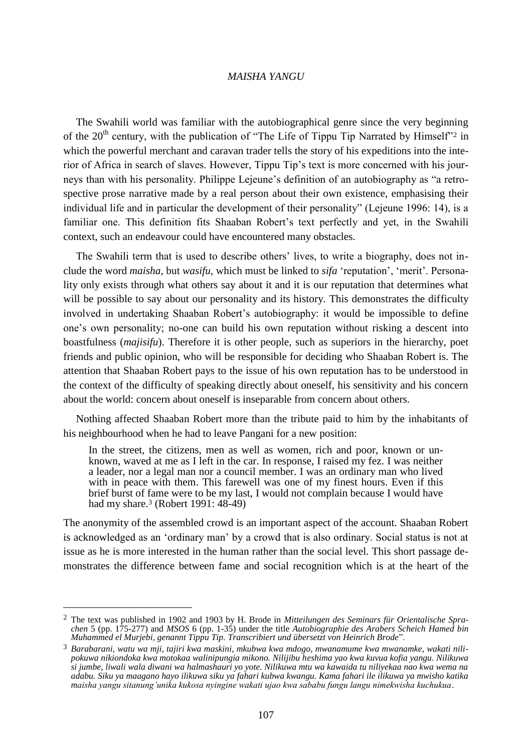*MAISHA YANGU*

The Swahili world was familiar with the autobiographical genre since the very beginning of the 20th century, with the publication of "The Life of Tippu Tip Narrated by Himself"[2] in which the powerful merchant and caravan trader tells the story of his expeditions into the interior of Africa in search of slaves. However, Tippu Tip's text is more concerned with his journeys than with his personality. Philippe Lejeune's definition of an autobiography as "a retrospective prose narrative made by a real person about their own existence, emphasising their individual life and in particular the development of their personality" (Lejeune 1996: 14), is a familiar one. This definition fits Shaaban Robert's text perfectly and yet, in the Swahili context, such an endeavour could have encountered many obstacles.

The Swahili term that is used to describe others' lives, to write a biography, does not include the word *maisha*, but *wasifu*, which must be linked to *sifa* 'reputation', 'merit'. Personality only exists through what others say about it and it is our reputation that determines what will be possible to say about our personality and its history. This demonstrates the difficulty involved in undertaking Shaaban Robert's autobiography: it would be impossible to define one's own personality; no-one can build his own reputation without risking a descent into boastfulness (*majisifu*). Therefore it is other people, such as superiors in the hierarchy, poet friends and public opinion, who will be responsible for deciding who Shaaban Robert is. The attention that Shaaban Robert pays to the issue of his own reputation has to be understood in the context of the difficulty of speaking directly about oneself, his sensitivity and his concern about the world: concern about oneself is inseparable from concern about others.

Nothing affected Shaaban Robert more than the tribute paid to him by the inhabitants of his neighbourhood when he had to leave Pangani for a new position:

> In the street, the citizens, men as well as women, rich and poor, known or unknown, waved at me as I left in the car. In response, I raised my fez. I was neither a leader, nor a legal man nor a council member. I was an ordinary man who lived with in peace with them. This farewell was one of my finest hours. Even if this brief burst of fame were to be my last, I would not complain because I would have had my share.[3] (Robert 1991: 48-49)

The anonymity of the assembled crowd is an important aspect of the account. Shaaban Robert is acknowledged as an 'ordinary man' by a crowd that is also ordinary. Social status is not at issue as he is more interested in the human rather than the social level. This short passage demonstrates the difference between fame and social recognition which is at the heart of the

---

[2] The text was published in 1902 and 1903 by H. Brode in *Mitteilungen des Seminars für Orientalische Sprachen* 5 (pp. 175-277) and *MSOS* 6 (pp. 1-35) under the title *Autobiographie des Arabers Scheich Hamed bin Muhammed el Murjebi, genannt Tippu Tip. Transcribiert und übersetzt von Heinrich Brode*".

[3] *Barabarani, watu wa mji, tajiri kwa maskini, mkubwa kwa mdogo, mwanamume kwa mwanamke, wakati nilipokuwa nikiondoka kwa motokaa walinipungia mikono. Nilijibu heshima yao kwa kuvua kofia yangu. Nilikuwa si jumbe, liwali wala diwani wa halmashauri yo yote. Nilikuwa mtu wa kawaida tu niliyekaa nao kwa wema na adabu. Siku ya maagano hayo ilikuwa siku ya fahari kubwa kwangu. Kama fahari ile ilikuwa ya mwisho katika maisha yangu sitanung'unika kukosa nyingine wakati ujao kwa sababu fungu langu nimekwisha kuchukua*.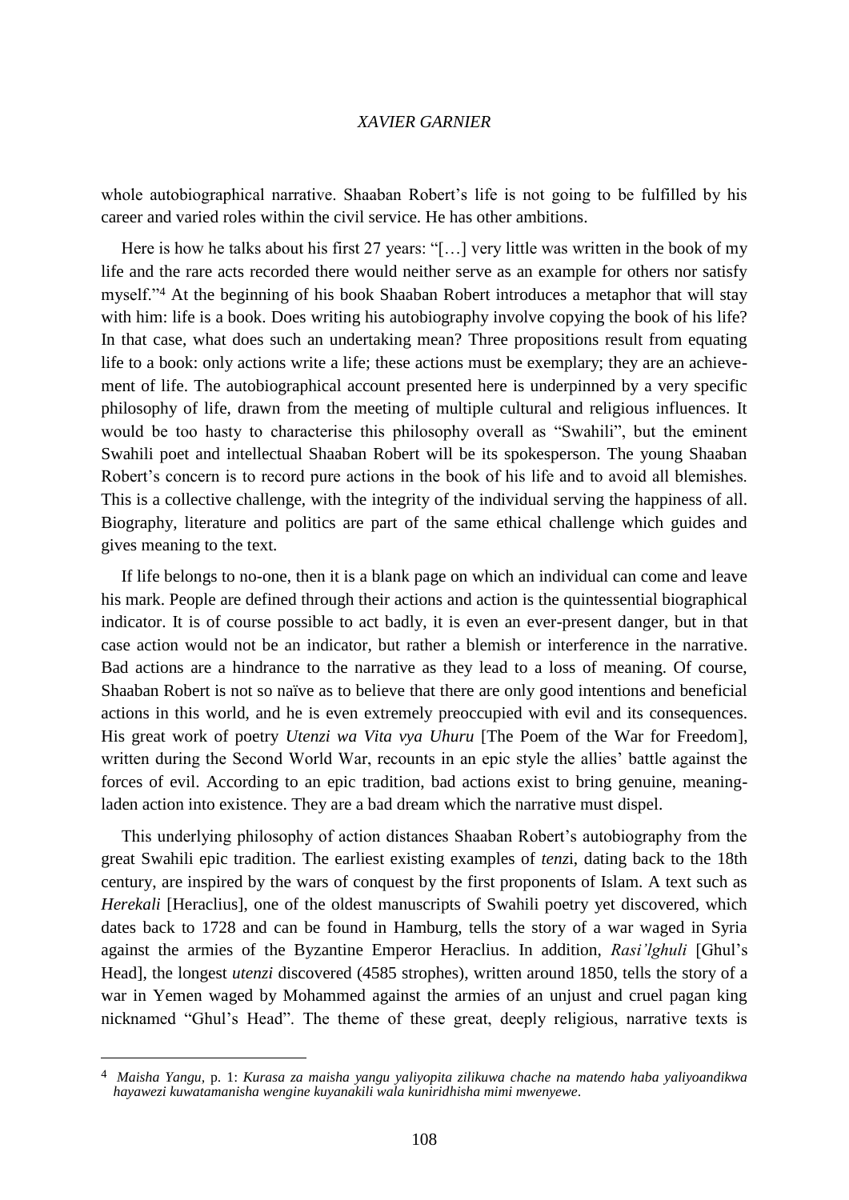whole autobiographical narrative. Shaaban Robert's life is not going to be fulfilled by his career and varied roles within the civil service. He has other ambitions.

Here is how he talks about his first 27 years: "[…] very little was written in the book of my life and the rare acts recorded there would neither serve as an example for others nor satisfy myself."[4] At the beginning of his book Shaaban Robert introduces a metaphor that will stay with him: life is a book. Does writing his autobiography involve copying the book of his life? In that case, what does such an undertaking mean? Three propositions result from equating life to a book: only actions write a life; these actions must be exemplary; they are an achievement of life. The autobiographical account presented here is underpinned by a very specific philosophy of life, drawn from the meeting of multiple cultural and religious influences. It would be too hasty to characterise this philosophy overall as "Swahili", but the eminent Swahili poet and intellectual Shaaban Robert will be its spokesperson. The young Shaaban Robert's concern is to record pure actions in the book of his life and to avoid all blemishes. This is a collective challenge, with the integrity of the individual serving the happiness of all. Biography, literature and politics are part of the same ethical challenge which guides and gives meaning to the text.

If life belongs to no-one, then it is a blank page on which an individual can come and leave his mark. People are defined through their actions and action is the quintessential biographical indicator. It is of course possible to act badly, it is even an ever-present danger, but in that case action would not be an indicator, but rather a blemish or interference in the narrative. Bad actions are a hindrance to the narrative as they lead to a loss of meaning. Of course, Shaaban Robert is not so naïve as to believe that there are only good intentions and beneficial actions in this world, and he is even extremely preoccupied with evil and its consequences. His great work of poetry *Utenzi wa Vita vya Uhuru* [The Poem of the War for Freedom], written during the Second World War, recounts in an epic style the allies' battle against the forces of evil. According to an epic tradition, bad actions exist to bring genuine, meaning-laden action into existence. They are a bad dream which the narrative must dispel.

This underlying philosophy of action distances Shaaban Robert's autobiography from the great Swahili epic tradition. The earliest existing examples of *tenz*i, dating back to the 18th century, are inspired by the wars of conquest by the first proponents of Islam. A text such as *Herekali* [Heraclius], one of the oldest manuscripts of Swahili poetry yet discovered, which dates back to 1728 and can be found in Hamburg, tells the story of a war waged in Syria against the armies of the Byzantine Emperor Heraclius. In addition, *Rasi'lghuli* [Ghul's Head], the longest *utenzi* discovered (4585 strophes), written around 1850, tells the story of a war in Yemen waged by Mohammed against the armies of an unjust and cruel pagan king nicknamed "Ghul's Head". The theme of these great, deeply religious, narrative texts is

---

[4] *Maisha Yangu*, p. 1: *Kurasa za maisha yangu yaliyopita zilikuwa chache na matendo haba yaliyoandikwa hayawezi kuwatamanisha wengine kuyanakili wala kuniridhisha mimi mwenyewe*.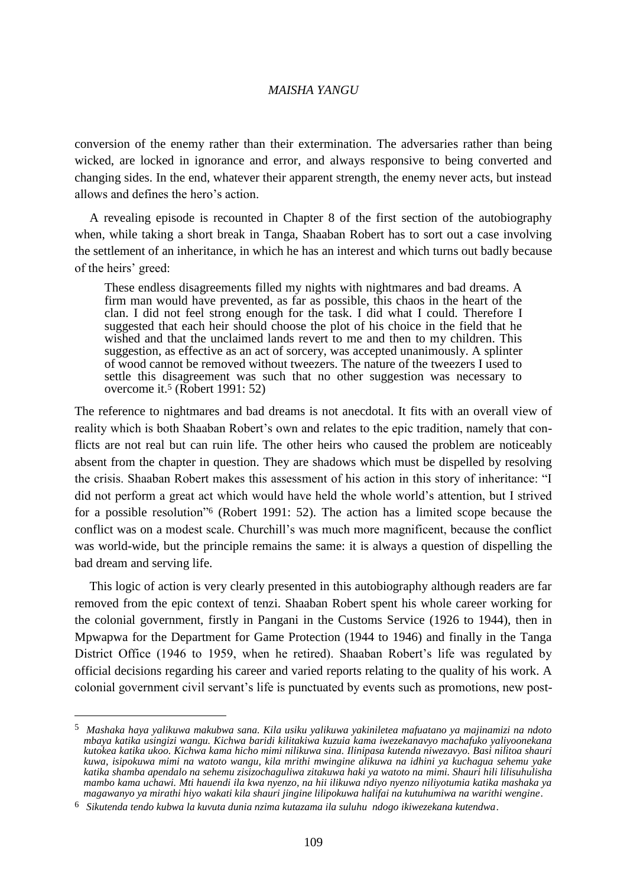conversion of the enemy rather than their extermination. The adversaries rather than being wicked, are locked in ignorance and error, and always responsive to being converted and changing sides. In the end, whatever their apparent strength, the enemy never acts, but instead allows and defines the hero's action.

A revealing episode is recounted in Chapter 8 of the first section of the autobiography when, while taking a short break in Tanga, Shaaban Robert has to sort out a case involving the settlement of an inheritance, in which he has an interest and which turns out badly because of the heirs' greed:

> These endless disagreements filled my nights with nightmares and bad dreams. A firm man would have prevented, as far as possible, this chaos in the heart of the clan. I did not feel strong enough for the task. I did what I could. Therefore I suggested that each heir should choose the plot of his choice in the field that he wished and that the unclaimed lands revert to me and then to my children. This suggestion, as effective as an act of sorcery, was accepted unanimously. A splinter of wood cannot be removed without tweezers. The nature of the tweezers I used to settle this disagreement was such that no other suggestion was necessary to overcome it.[5] (Robert 1991: 52)

The reference to nightmares and bad dreams is not anecdotal. It fits with an overall view of reality which is both Shaaban Robert's own and relates to the epic tradition, namely that conflicts are not real but can ruin life. The other heirs who caused the problem are noticeably absent from the chapter in question. They are shadows which must be dispelled by resolving the crisis. Shaaban Robert makes this assessment of his action in this story of inheritance: "I did not perform a great act which would have held the whole world's attention, but I strived for a possible resolution"[6] (Robert 1991: 52). The action has a limited scope because the conflict was on a modest scale. Churchill's was much more magnificent, because the conflict was world-wide, but the principle remains the same: it is always a question of dispelling the bad dream and serving life.

This logic of action is very clearly presented in this autobiography although readers are far removed from the epic context of tenzi. Shaaban Robert spent his whole career working for the colonial government, firstly in Pangani in the Customs Service (1926 to 1944), then in Mpwapwa for the Department for Game Protection (1944 to 1946) and finally in the Tanga District Office (1946 to 1959, when he retired). Shaaban Robert's life was regulated by official decisions regarding his career and varied reports relating to the quality of his work. A colonial government civil servant's life is punctuated by events such as promotions, new post-

---

[5] *Mashaka haya yalikuwa makubwa sana. Kila usiku yalikuwa yakiniletea mafuatano ya majinamizi na ndoto mbaya katika usingizi wangu. Kichwa baridi kilitakiwa kuzuia kama iwezekanavyo machafuko yaliyoonekana kutokea katika ukoo. Kichwa kama hicho mimi nilikuwa sina. Ilinipasa kutenda niwezavyo. Basi nilitoa shauri kuwa, isipokuwa mimi na watoto wangu, kila mrithi mwingine alikuwa na idhini ya kuchagua sehemu yake katika shamba apendalo na sehemu zisizochaguliwa zitakuwa haki ya watoto na mimi. Shauri hili lilisuhulisha mambo kama uchawi. Mti hauendi ila kwa nyenzo, na hii ilikuwa ndiyo nyenzo niliyotumia katika mashaka ya magawanyo ya mirathi hiyo wakati kila shauri jingine lilipokuwa halifai na kutuhumiwa na warithi wengine*.

[6] *Sikutenda tendo kubwa la kuvuta dunia nzima kutazama ila suluhu ndogo ikiwezekana kutendwa*.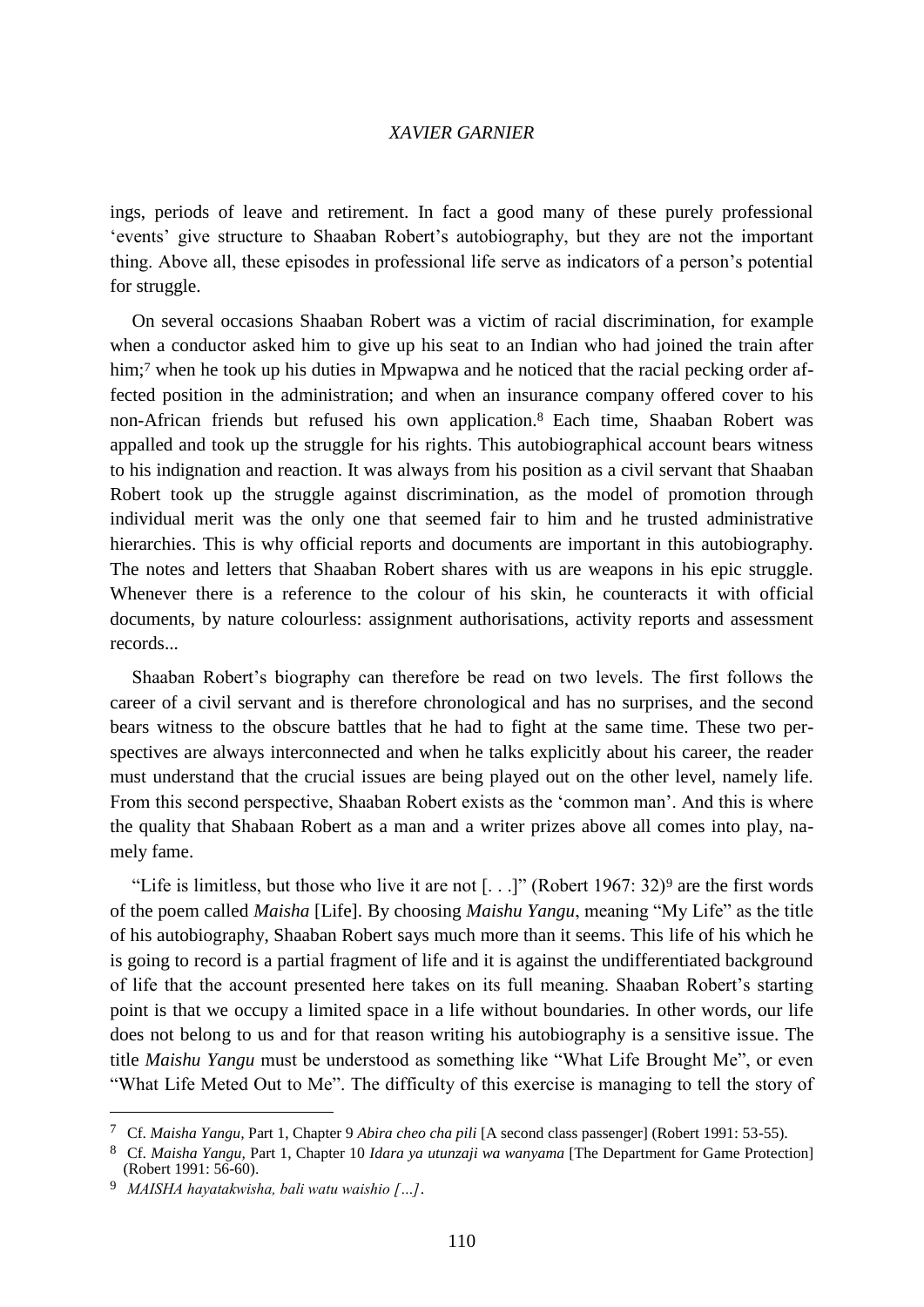ings, periods of leave and retirement. In fact a good many of these purely professional 'events' give structure to Shaaban Robert's autobiography, but they are not the important thing. Above all, these episodes in professional life serve as indicators of a person's potential for struggle.

On several occasions Shaaban Robert was a victim of racial discrimination, for example when a conductor asked him to give up his seat to an Indian who had joined the train after him;[7] when he took up his duties in Mpwapwa and he noticed that the racial pecking order affected position in the administration; and when an insurance company offered cover to his non-African friends but refused his own application.[8] Each time, Shaaban Robert was appalled and took up the struggle for his rights. This autobiographical account bears witness to his indignation and reaction. It was always from his position as a civil servant that Shaaban Robert took up the struggle against discrimination, as the model of promotion through individual merit was the only one that seemed fair to him and he trusted administrative hierarchies. This is why official reports and documents are important in this autobiography. The notes and letters that Shaaban Robert shares with us are weapons in his epic struggle. Whenever there is a reference to the colour of his skin, he counteracts it with official documents, by nature colourless: assignment authorisations, activity reports and assessment records...

Shaaban Robert's biography can therefore be read on two levels. The first follows the career of a civil servant and is therefore chronological and has no surprises, and the second bears witness to the obscure battles that he had to fight at the same time. These two perspectives are always interconnected and when he talks explicitly about his career, the reader must understand that the crucial issues are being played out on the other level, namely life. From this second perspective, Shaaban Robert exists as the 'common man'. And this is where the quality that Shabaan Robert as a man and a writer prizes above all comes into play, namely fame.

"Life is limitless, but those who live it are not [. . .]" (Robert 1967: 32)[9] are the first words of the poem called *Maisha* [Life]. By choosing *Maishu Yangu*, meaning "My Life" as the title of his autobiography, Shaaban Robert says much more than it seems. This life of his which he is going to record is a partial fragment of life and it is against the undifferentiated background of life that the account presented here takes on its full meaning. Shaaban Robert's starting point is that we occupy a limited space in a life without boundaries. In other words, our life does not belong to us and for that reason writing his autobiography is a sensitive issue. The title *Maishu Yangu* must be understood as something like "What Life Brought Me", or even "What Life Meted Out to Me". The difficulty of this exercise is managing to tell the story of

---

[7] Cf. *Maisha Yangu*, Part 1, Chapter 9 *Abira cheo cha pili* [A second class passenger] (Robert 1991: 53-55).

[8] Cf. *Maisha Yangu*, Part 1, Chapter 10 *Idara ya utunzaji wa wanyama* [The Department for Game Protection] (Robert 1991: 56-60).

[9] *MAISHA hayatakwisha, bali watu waishio […]*.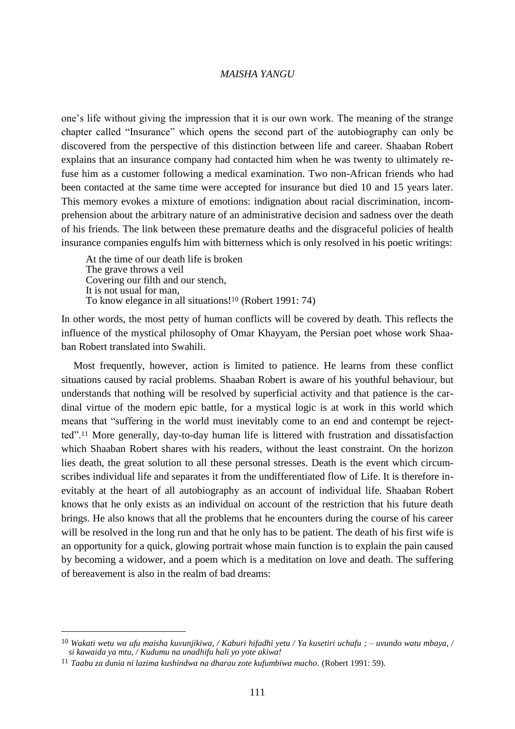one's life without giving the impression that it is our own work. The meaning of the strange chapter called "Insurance" which opens the second part of the autobiography can only be discovered from the perspective of this distinction between life and career. Shaaban Robert explains that an insurance company had contacted him when he was twenty to ultimately refuse him as a customer following a medical examination. Two non-African friends who had been contacted at the same time were accepted for insurance but died 10 and 15 years later. This memory evokes a mixture of emotions: indignation about racial discrimination, incomprehension about the arbitrary nature of an administrative decision and sadness over the death of his friends. The link between these premature deaths and the disgraceful policies of health insurance companies engulfs him with bitterness which is only resolved in his poetic writings:

> At the time of our death life is broken
> The grave throws a veil
> Covering our filth and our stench,
> It is not usual for man,
> To know elegance in all situations![10] (Robert 1991: 74)

In other words, the most petty of human conflicts will be covered by death. This reflects the influence of the mystical philosophy of Omar Khayyam, the Persian poet whose work Shaaban Robert translated into Swahili.

Most frequently, however, action is limited to patience. He learns from these conflict situations caused by racial problems. Shaaban Robert is aware of his youthful behaviour, but understands that nothing will be resolved by superficial activity and that patience is the cardinal virtue of the modern epic battle, for a mystical logic is at work in this world which means that "suffering in the world must inevitably come to an end and contempt be rejected".[11] More generally, day-to-day human life is littered with frustration and dissatisfaction which Shaaban Robert shares with his readers, without the least constraint. On the horizon lies death, the great solution to all these personal stresses. Death is the event which circumscribes individual life and separates it from the undifferentiated flow of Life. It is therefore inevitably at the heart of all autobiography as an account of individual life. Shaaban Robert knows that he only exists as an individual on account of the restriction that his future death brings. He also knows that all the problems that he encounters during the course of his career will be resolved in the long run and that he only has to be patient. The death of his first wife is an opportunity for a quick, glowing portrait whose main function is to explain the pain caused by becoming a widower, and a poem which is a meditation on love and death. The suffering of bereavement is also in the realm of bad dreams:

---

[10] *Wakati wetu wa ufu maisha kuvunjikiwa, / Kaburi hifadhi yetu / Ya kusetiri uchafu ; – uvundo watu mbaya, / si kawaida ya mtu, / Kudumu na unadhifu hali yo yote akiwa!*

[11] *Taabu za dunia ni lazima kushindwa na dharau zote kufumbiwa macho*. (Robert 1991: 59).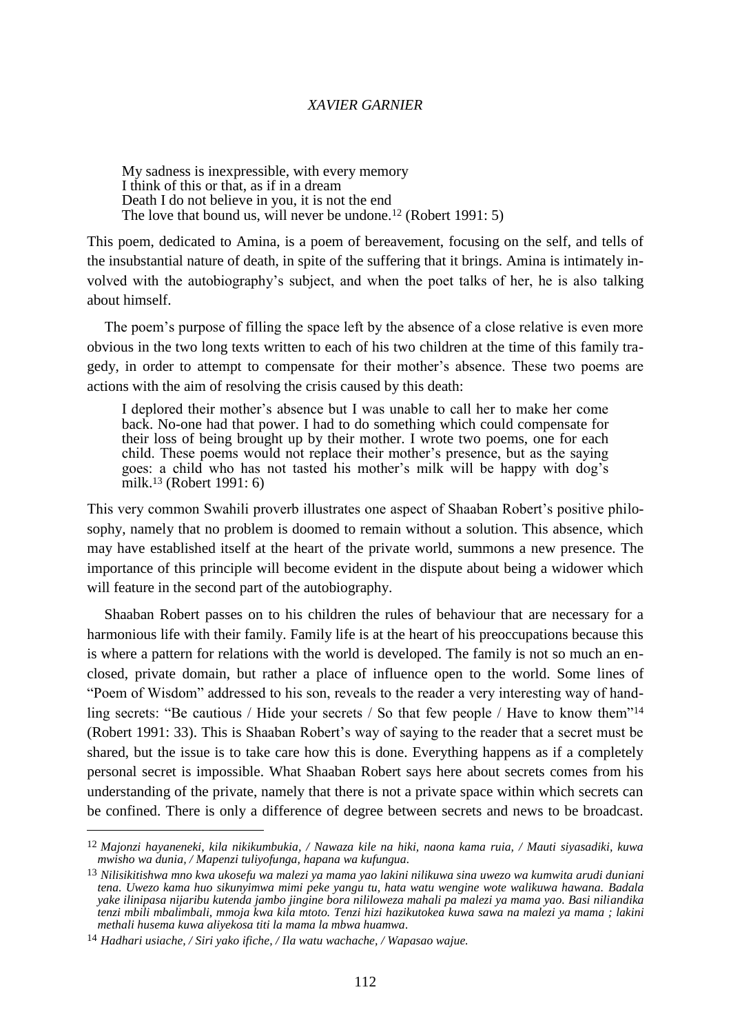> My sadness is inexpressible, with every memory
> I think of this or that, as if in a dream
> Death I do not believe in you, it is not the end
> The love that bound us, will never be undone.[12] (Robert 1991: 5)

This poem, dedicated to Amina, is a poem of bereavement, focusing on the self, and tells of the insubstantial nature of death, in spite of the suffering that it brings. Amina is intimately involved with the autobiography's subject, and when the poet talks of her, he is also talking about himself.

The poem's purpose of filling the space left by the absence of a close relative is even more obvious in the two long texts written to each of his two children at the time of this family tragedy, in order to attempt to compensate for their mother's absence. These two poems are actions with the aim of resolving the crisis caused by this death:

> I deplored their mother's absence but I was unable to call her to make her come back. No-one had that power. I had to do something which could compensate for their loss of being brought up by their mother. I wrote two poems, one for each child. These poems would not replace their mother's presence, but as the saying goes: a child who has not tasted his mother's milk will be happy with dog's milk.[13] (Robert 1991: 6)

This very common Swahili proverb illustrates one aspect of Shaaban Robert's positive philosophy, namely that no problem is doomed to remain without a solution. This absence, which may have established itself at the heart of the private world, summons a new presence. The importance of this principle will become evident in the dispute about being a widower which will feature in the second part of the autobiography.

Shaaban Robert passes on to his children the rules of behaviour that are necessary for a harmonious life with their family. Family life is at the heart of his preoccupations because this is where a pattern for relations with the world is developed. The family is not so much an enclosed, private domain, but rather a place of influence open to the world. Some lines of "Poem of Wisdom" addressed to his son, reveals to the reader a very interesting way of handling secrets: "Be cautious / Hide your secrets / So that few people / Have to know them"[14] (Robert 1991: 33). This is Shaaban Robert's way of saying to the reader that a secret must be shared, but the issue is to take care how this is done. Everything happens as if a completely personal secret is impossible. What Shaaban Robert says here about secrets comes from his understanding of the private, namely that there is not a private space within which secrets can be confined. There is only a difference of degree between secrets and news to be broadcast.

---

[12] *Majonzi hayaneneki, kila nikikumbukia, / Nawaza kile na hiki, naona kama ruia, / Mauti siyasadiki, kuwa mwisho wa dunia, / Mapenzi tuliyofunga, hapana wa kufungua.*

[13] *Nilisikitishwa mno kwa ukosefu wa malezi ya mama yao lakini nilikuwa sina uwezo wa kumwita arudi duniani tena. Uwezo kama huo sikunyimwa mimi peke yangu tu, hata watu wengine wote walikuwa hawana. Badala yake ilinipasa nijaribu kutenda jambo jingine bora nililoweza mahali pa malezi ya mama yao. Basi niliandika tenzi mbili mbalimbali, mmoja kwa kila mtoto. Tenzi hizi hazikutokea kuwa sawa na malezi ya mama ; lakini methali husema kuwa aliyekosa titi la mama la mbwa huamwa.*

[14] *Hadhari usiache, / Siri yako ifiche, / Ila watu wachache, / Wapasao wajue.*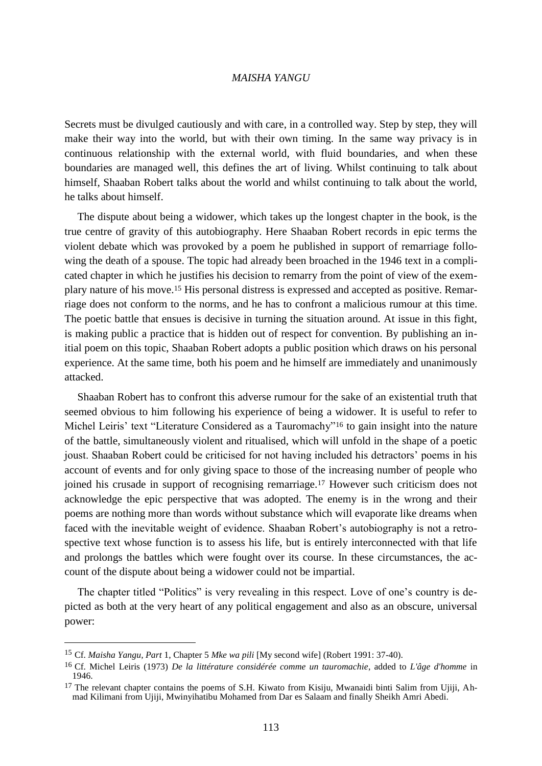Secrets must be divulged cautiously and with care, in a controlled way. Step by step, they will make their way into the world, but with their own timing. In the same way privacy is in continuous relationship with the external world, with fluid boundaries, and when these boundaries are managed well, this defines the art of living. Whilst continuing to talk about himself, Shaaban Robert talks about the world and whilst continuing to talk about the world, he talks about himself.

The dispute about being a widower, which takes up the longest chapter in the book, is the true centre of gravity of this autobiography. Here Shaaban Robert records in epic terms the violent debate which was provoked by a poem he published in support of remarriage following the death of a spouse. The topic had already been broached in the 1946 text in a complicated chapter in which he justifies his decision to remarry from the point of view of the exemplary nature of his move.[15] His personal distress is expressed and accepted as positive. Remarriage does not conform to the norms, and he has to confront a malicious rumour at this time. The poetic battle that ensues is decisive in turning the situation around. At issue in this fight, is making public a practice that is hidden out of respect for convention. By publishing an initial poem on this topic, Shaaban Robert adopts a public position which draws on his personal experience. At the same time, both his poem and he himself are immediately and unanimously attacked.

Shaaban Robert has to confront this adverse rumour for the sake of an existential truth that seemed obvious to him following his experience of being a widower. It is useful to refer to Michel Leiris' text "Literature Considered as a Tauromachy"[16] to gain insight into the nature of the battle, simultaneously violent and ritualised, which will unfold in the shape of a poetic joust. Shaaban Robert could be criticised for not having included his detractors' poems in his account of events and for only giving space to those of the increasing number of people who joined his crusade in support of recognising remarriage.[17] However such criticism does not acknowledge the epic perspective that was adopted. The enemy is in the wrong and their poems are nothing more than words without substance which will evaporate like dreams when faced with the inevitable weight of evidence. Shaaban Robert's autobiography is not a retrospective text whose function is to assess his life, but is entirely interconnected with that life and prolongs the battles which were fought over its course. In these circumstances, the account of the dispute about being a widower could not be impartial.

The chapter titled "Politics" is very revealing in this respect. Love of one's country is depicted as both at the very heart of any political engagement and also as an obscure, universal power:

---

[15] Cf. *Maisha Yangu*, *Part* 1, Chapter 5 *Mke wa pili* [My second wife] (Robert 1991: 37-40).

[16] Cf. Michel Leiris (1973) *De la littérature considérée comme un tauromachie*, added to *L'âge d'homme* in 1946.

[17] The relevant chapter contains the poems of S.H. Kiwato from Kisiju, Mwanaidi binti Salim from Ujiji, Ahmad Kilimani from Ujiji, Mwinyihatibu Mohamed from Dar es Salaam and finally Sheikh Amri Abedi.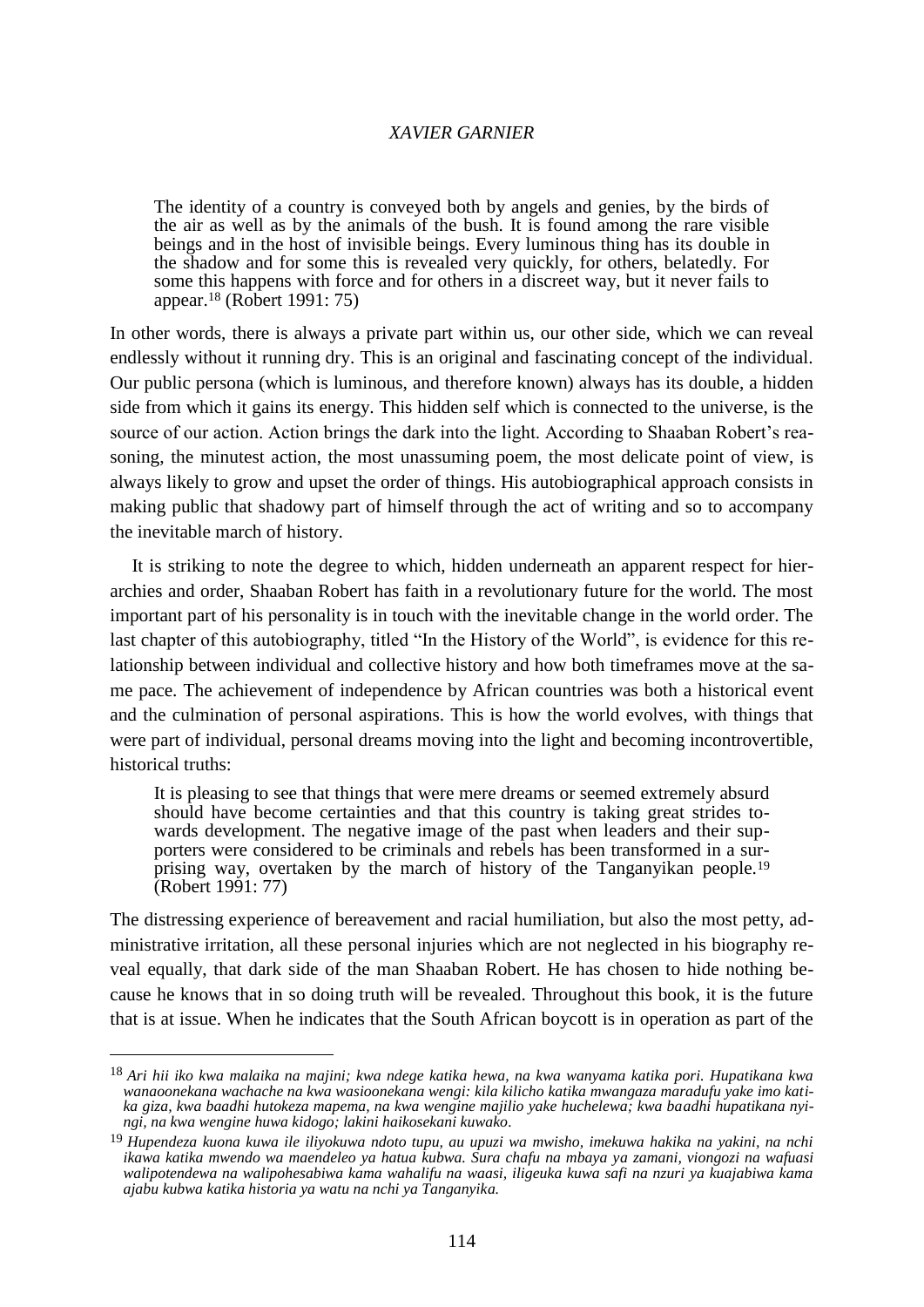> The identity of a country is conveyed both by angels and genies, by the birds of the air as well as by the animals of the bush. It is found among the rare visible beings and in the host of invisible beings. Every luminous thing has its double in the shadow and for some this is revealed very quickly, for others, belatedly. For some this happens with force and for others in a discreet way, but it never fails to appear.[18] (Robert 1991: 75)

In other words, there is always a private part within us, our other side, which we can reveal endlessly without it running dry. This is an original and fascinating concept of the individual. Our public persona (which is luminous, and therefore known) always has its double, a hidden side from which it gains its energy. This hidden self which is connected to the universe, is the source of our action. Action brings the dark into the light. According to Shaaban Robert's reasoning, the minutest action, the most unassuming poem, the most delicate point of view, is always likely to grow and upset the order of things. His autobiographical approach consists in making public that shadowy part of himself through the act of writing and so to accompany the inevitable march of history.

It is striking to note the degree to which, hidden underneath an apparent respect for hierarchies and order, Shaaban Robert has faith in a revolutionary future for the world. The most important part of his personality is in touch with the inevitable change in the world order. The last chapter of this autobiography, titled "In the History of the World", is evidence for this relationship between individual and collective history and how both timeframes move at the same pace. The achievement of independence by African countries was both a historical event and the culmination of personal aspirations. This is how the world evolves, with things that were part of individual, personal dreams moving into the light and becoming incontrovertible, historical truths:

> It is pleasing to see that things that were mere dreams or seemed extremely absurd should have become certainties and that this country is taking great strides towards development. The negative image of the past when leaders and their supporters were considered to be criminals and rebels has been transformed in a surprising way, overtaken by the march of history of the Tanganyikan people.[19] (Robert 1991: 77)

The distressing experience of bereavement and racial humiliation, but also the most petty, administrative irritation, all these personal injuries which are not neglected in his biography reveal equally, that dark side of the man Shaaban Robert. He has chosen to hide nothing because he knows that in so doing truth will be revealed. Throughout this book, it is the future that is at issue. When he indicates that the South African boycott is in operation as part of the

---

[18] *Ari hii iko kwa malaika na majini; kwa ndege katika hewa, na kwa wanyama katika pori. Hupatikana kwa wanaoonekana wachache na kwa wasioonekana wengi: kila kilicho katika mwangaza maradufu yake imo katika giza, kwa baadhi hutokeza mapema, na kwa wengine majilio yake huchelewa; kwa baadhi hupatikana nyingi, na kwa wengine huwa kidogo; lakini haikosekani kuwako.*

[19] *Hupendeza kuona kuwa ile iliyokuwa ndoto tupu, au upuzi wa mwisho, imekuwa hakika na yakini, na nchi ikawa katika mwendo wa maendeleo ya hatua kubwa. Sura chafu na mbaya ya zamani, viongozi na wafuasi walipotendewa na walipohesabiwa kama wahalifu na waasi, iligeuka kuwa safi na nzuri ya kuajabiwa kama ajabu kubwa katika historia ya watu na nchi ya Tanganyika.*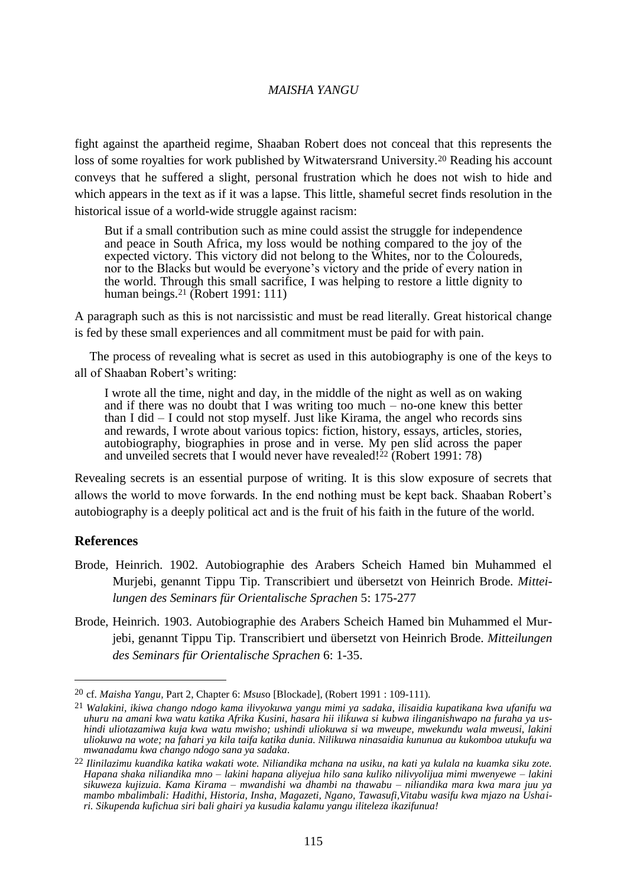fight against the apartheid regime, Shaaban Robert does not conceal that this represents the loss of some royalties for work published by Witwatersrand University.[20] Reading his account conveys that he suffered a slight, personal frustration which he does not wish to hide and which appears in the text as if it was a lapse. This little, shameful secret finds resolution in the historical issue of a world-wide struggle against racism:

> But if a small contribution such as mine could assist the struggle for independence and peace in South Africa, my loss would be nothing compared to the joy of the expected victory. This victory did not belong to the Whites, nor to the Coloureds, nor to the Blacks but would be everyone's victory and the pride of every nation in the world. Through this small sacrifice, I was helping to restore a little dignity to human beings.[21] (Robert 1991: 111)

A paragraph such as this is not narcissistic and must be read literally. Great historical change is fed by these small experiences and all commitment must be paid for with pain.

The process of revealing what is secret as used in this autobiography is one of the keys to all of Shaaban Robert's writing:

> I wrote all the time, night and day, in the middle of the night as well as on waking and if there was no doubt that I was writing too much – no-one knew this better than I did – I could not stop myself. Just like Kirama, the angel who records sins and rewards, I wrote about various topics: fiction, history, essays, articles, stories, autobiography, biographies in prose and in verse. My pen slid across the paper and unveiled secrets that I would never have revealed![22] (Robert 1991: 78)

Revealing secrets is an essential purpose of writing. It is this slow exposure of secrets that allows the world to move forwards. In the end nothing must be kept back. Shaaban Robert's autobiography is a deeply political act and is the fruit of his faith in the future of the world.

## References

Brode, Heinrich. 1902. Autobiographie des Arabers Scheich Hamed bin Muhammed el Murjebi, genannt Tippu Tip. Transcribiert und übersetzt von Heinrich Brode. *Mitteilungen des Seminars für Orientalische Sprachen* 5: 175-277

Brode, Heinrich. 1903. Autobiographie des Arabers Scheich Hamed bin Muhammed el Murjebi, genannt Tippu Tip. Transcribiert und übersetzt von Heinrich Brode. *Mitteilungen des Seminars für Orientalische Sprachen* 6: 1-35.

---

[20] cf. *Maisha Yangu*, Part 2, Chapter 6: *Msuso* [Blockade], (Robert 1991 : 109-111).

[21] *Walakini, ikiwa chango ndogo kama ilivyokuwa yangu mimi ya sadaka, ilisaidia kupatikana kwa ufanifu wa uhuru na amani kwa watu katika Afrika Kusini, hasara hii ilikuwa si kubwa ilinganishwapo na furaha ya ushindi uliotazamiwa kuja kwa watu mwisho; ushindi uliokuwa si wa mweupe, mwekundu wala mweusi, lakini uliokuwa na wote; na fahari ya kila taifa katika dunia. Nilikuwa ninasaidia kununua au kukomboa utukufu wa mwanadamu kwa chango ndogo sana ya sadaka.*

[22] *Ilinilazimu kuandika katika wakati wote. Niliandika mchana na usiku, na kati ya kulala na kuamka siku zote. Hapana shaka niliandika mno – lakini hapana aliyejua hilo sana kuliko nilivyolijua mimi mwenyewe – lakini sikuweza kujizuia. Kama Kirama – mwandishi wa dhambi na thawabu – niliandika mara kwa mara juu ya mambo mbalimbali: Hadithi, Historia, Insha, Magazeti, Ngano, Tawasufi,Vitabu wasifu kwa mjazo na Ushairi. Sikupenda kufichua siri bali ghairi ya kusudia kalamu yangu iliteleza ikazifunua!*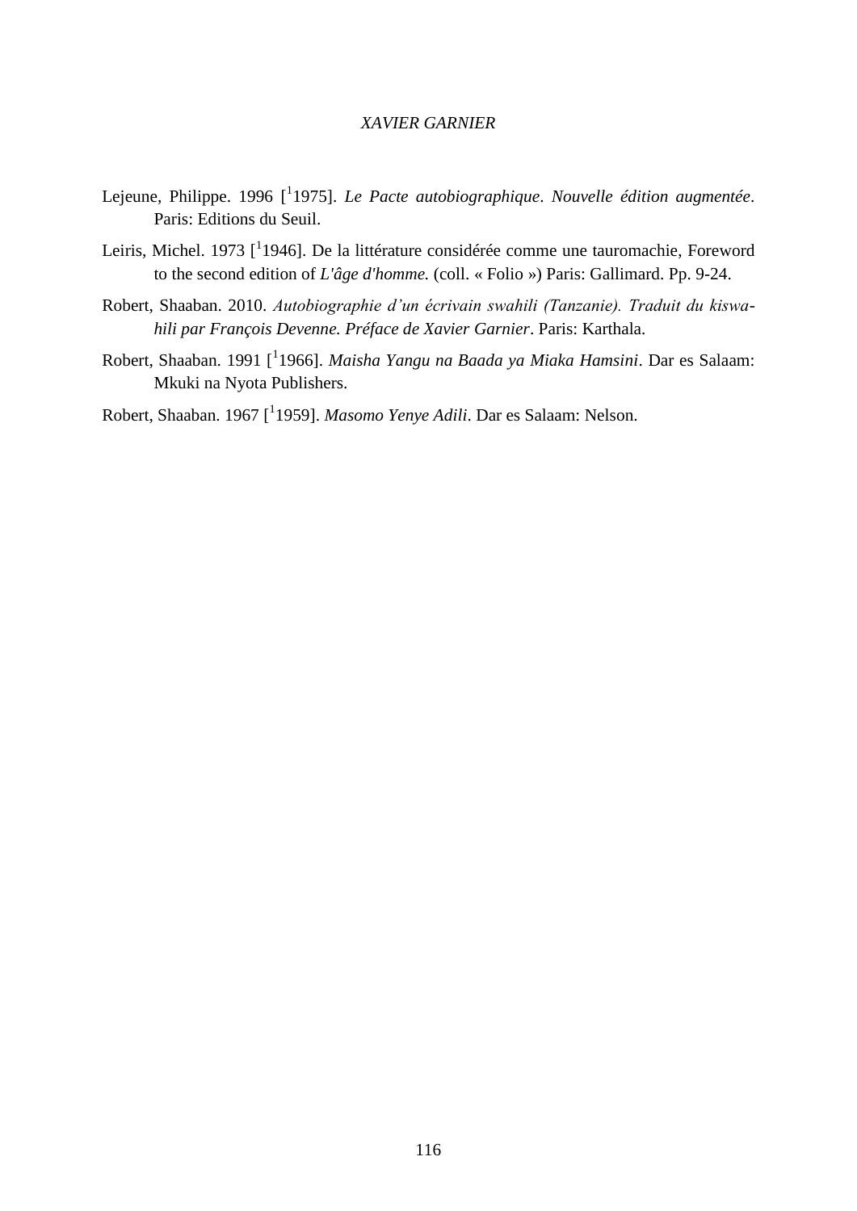Lejeune, Philippe. 1996 [[1]1975]. *Le Pacte autobiographique*. *Nouvelle édition augmentée*. Paris: Editions du Seuil.

Leiris, Michel. 1973 [[1]1946]. De la littérature considérée comme une tauromachie, Foreword to the second edition of *L'âge d'homme.* (coll. « Folio ») Paris: Gallimard. Pp. 9-24.

Robert, Shaaban. 2010. *Autobiographie d'un écrivain swahili (Tanzanie). Traduit du kiswahili par François Devenne. Préface de Xavier Garnier*. Paris: Karthala.

Robert, Shaaban. 1991 [[1]1966]. *Maisha Yangu na Baada ya Miaka Hamsini*. Dar es Salaam: Mkuki na Nyota Publishers.

Robert, Shaaban. 1967 [[1]1959]. *Masomo Yenye Adili*. Dar es Salaam: Nelson.